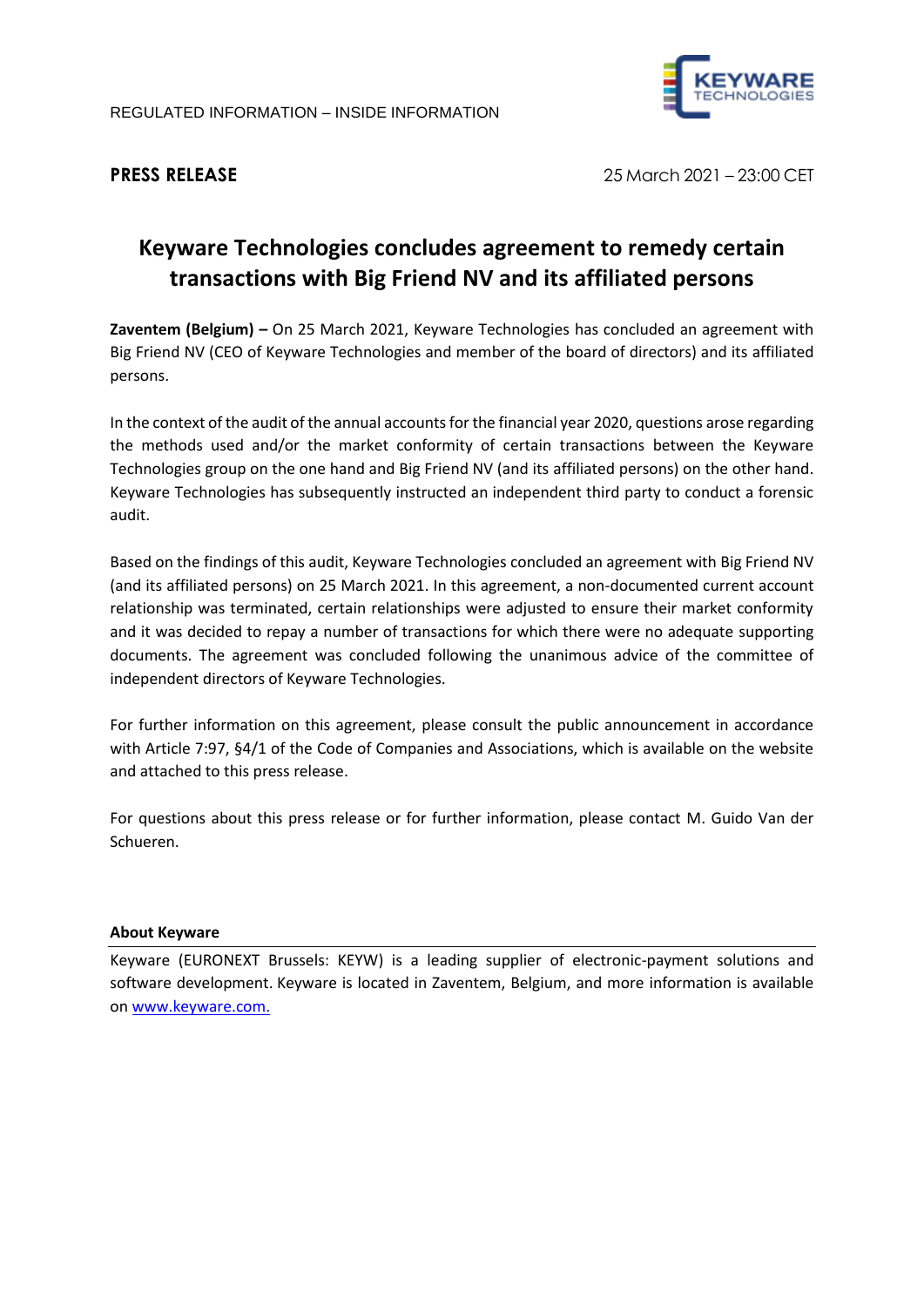REGULATED INFORMATION – INSIDE INFORMATION

**PRESS RELEASE**

25 March 2021 – 23:00 CET

# Keyware Technologies concludes agreement to remedy certain transactions with Big Friend NV and its affiliated persons

**Zaventem (Belgium) –** On 25 March 2021, Keyware Technologies has concluded an agreement with Big Friend NV (CEO of Keyware Technologies and member of the board of directors) and its affiliated persons.

In the context of the audit of the annual accounts for the financial year 2020, questions arose regarding the methods used and/or the market conformity of certain transactions between the Keyware Technologies group on the one hand and Big Friend NV (and its affiliated persons) on the other hand. Keyware Technologies has subsequently instructed an independent third party to conduct a forensic audit.

Based on the findings of this audit, Keyware Technologies concluded an agreement with Big Friend NV (and its affiliated persons) on 25 March 2021. In this agreement, a non-documented current account relationship was terminated, certain relationships were adjusted to ensure their market conformity and it was decided to repay a number of transactions for which there were no adequate supporting documents. The agreement was concluded following the unanimous advice of the committee of independent directors of Keyware Technologies.

For further information on this agreement, please consult the public announcement in accordance with Article 7:97, §4/1 of the Code of Companies and Associations, which is available on the website and attached to this press release.

For questions about this press release or for further information, please contact M. Guido Van der Schueren.

**About Keyware**

Keyware (EURONEXT Brussels: KEYW) is a leading supplier of electronic-payment solutions and software development. Keyware is located in Zaventem, Belgium, and more information is available on [www.keyware.com.](http://www.keyware.com)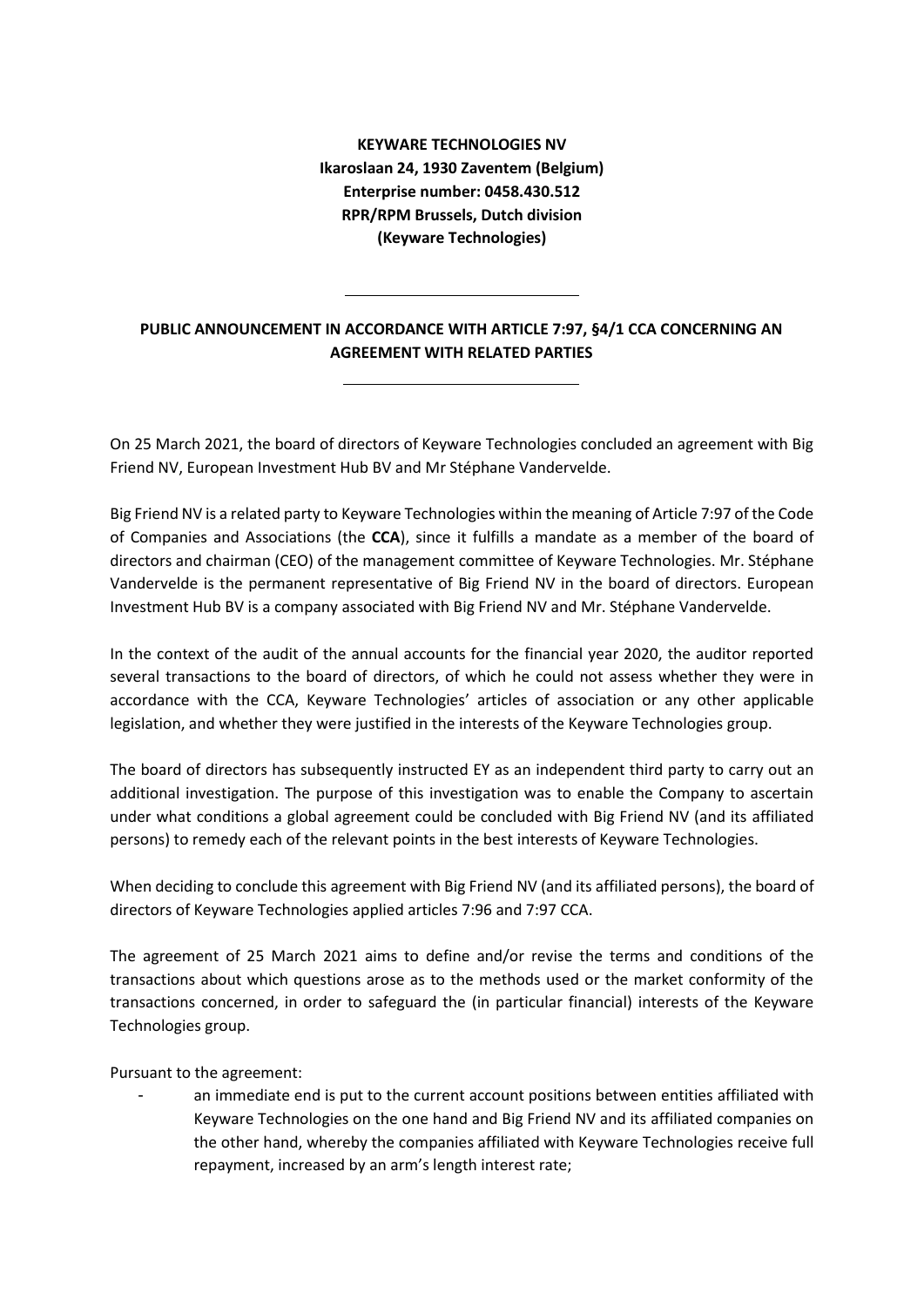**KEYWARE TECHNOLOGIES NV**
**Ikaroslaan 24, 1930 Zaventem (Belgium)**
**Enterprise number: 0458.430.512**
**RPR/RPM Brussels, Dutch division**
**(Keyware Technologies)**

---

**PUBLIC ANNOUNCEMENT IN ACCORDANCE WITH ARTICLE 7:97, §4/1 CCA CONCERNING AN AGREEMENT WITH RELATED PARTIES**

---

On 25 March 2021, the board of directors of Keyware Technologies concluded an agreement with Big Friend NV, European Investment Hub BV and Mr Stéphane Vandervelde.

Big Friend NV is a related party to Keyware Technologies within the meaning of Article 7:97 of the Code of Companies and Associations (the **CCA**), since it fulfills a mandate as a member of the board of directors and chairman (CEO) of the management committee of Keyware Technologies. Mr. Stéphane Vandervelde is the permanent representative of Big Friend NV in the board of directors. European Investment Hub BV is a company associated with Big Friend NV and Mr. Stéphane Vandervelde.

In the context of the audit of the annual accounts for the financial year 2020, the auditor reported several transactions to the board of directors, of which he could not assess whether they were in accordance with the CCA, Keyware Technologies' articles of association or any other applicable legislation, and whether they were justified in the interests of the Keyware Technologies group.

The board of directors has subsequently instructed EY as an independent third party to carry out an additional investigation. The purpose of this investigation was to enable the Company to ascertain under what conditions a global agreement could be concluded with Big Friend NV (and its affiliated persons) to remedy each of the relevant points in the best interests of Keyware Technologies.

When deciding to conclude this agreement with Big Friend NV (and its affiliated persons), the board of directors of Keyware Technologies applied articles 7:96 and 7:97 CCA.

The agreement of 25 March 2021 aims to define and/or revise the terms and conditions of the transactions about which questions arose as to the methods used or the market conformity of the transactions concerned, in order to safeguard the (in particular financial) interests of the Keyware Technologies group.

Pursuant to the agreement:

- an immediate end is put to the current account positions between entities affiliated with Keyware Technologies on the one hand and Big Friend NV and its affiliated companies on the other hand, whereby the companies affiliated with Keyware Technologies receive full repayment, increased by an arm's length interest rate;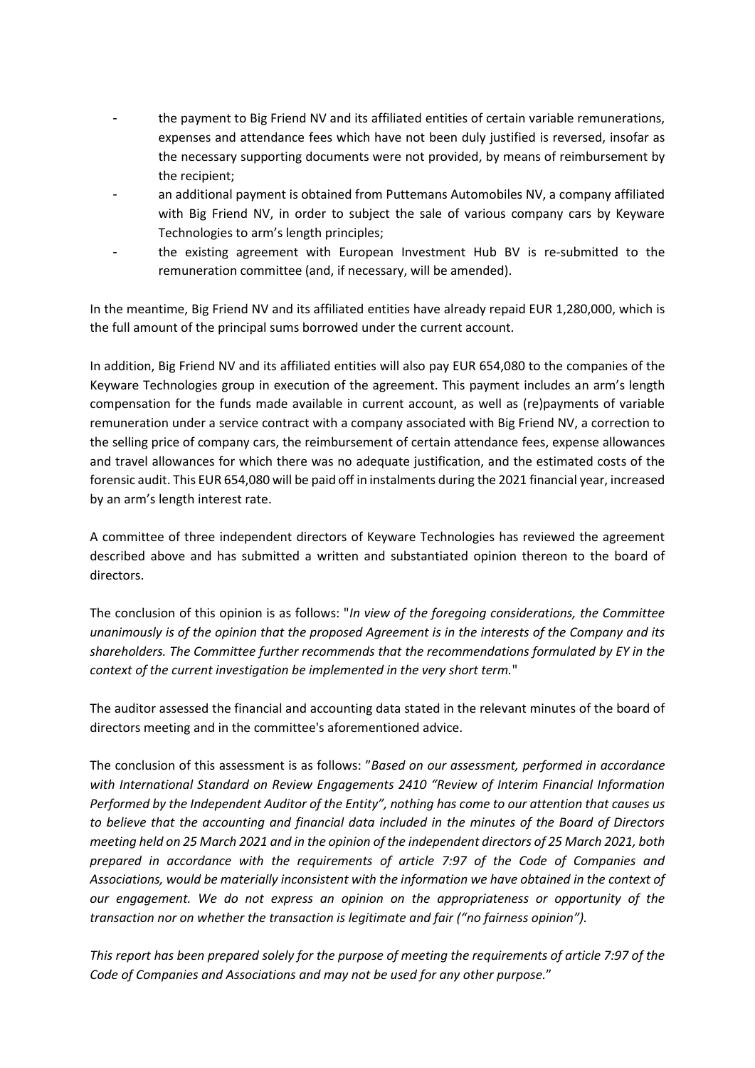- the payment to Big Friend NV and its affiliated entities of certain variable remunerations, expenses and attendance fees which have not been duly justified is reversed, insofar as the necessary supporting documents were not provided, by means of reimbursement by the recipient;
- an additional payment is obtained from Puttemans Automobiles NV, a company affiliated with Big Friend NV, in order to subject the sale of various company cars by Keyware Technologies to arm's length principles;
- the existing agreement with European Investment Hub BV is re-submitted to the remuneration committee (and, if necessary, will be amended).

In the meantime, Big Friend NV and its affiliated entities have already repaid EUR 1,280,000, which is the full amount of the principal sums borrowed under the current account.

In addition, Big Friend NV and its affiliated entities will also pay EUR 654,080 to the companies of the Keyware Technologies group in execution of the agreement. This payment includes an arm's length compensation for the funds made available in current account, as well as (re)payments of variable remuneration under a service contract with a company associated with Big Friend NV, a correction to the selling price of company cars, the reimbursement of certain attendance fees, expense allowances and travel allowances for which there was no adequate justification, and the estimated costs of the forensic audit. This EUR 654,080 will be paid off in instalments during the 2021 financial year, increased by an arm's length interest rate.

A committee of three independent directors of Keyware Technologies has reviewed the agreement described above and has submitted a written and substantiated opinion thereon to the board of directors.

The conclusion of this opinion is as follows: "*In view of the foregoing considerations, the Committee unanimously is of the opinion that the proposed Agreement is in the interests of the Company and its shareholders. The Committee further recommends that the recommendations formulated by EY in the context of the current investigation be implemented in the very short term.*"

The auditor assessed the financial and accounting data stated in the relevant minutes of the board of directors meeting and in the committee's aforementioned advice.

The conclusion of this assessment is as follows: "*Based on our assessment, performed in accordance with International Standard on Review Engagements 2410 "Review of Interim Financial Information Performed by the Independent Auditor of the Entity", nothing has come to our attention that causes us to believe that the accounting and financial data included in the minutes of the Board of Directors meeting held on 25 March 2021 and in the opinion of the independent directors of 25 March 2021, both prepared in accordance with the requirements of article 7:97 of the Code of Companies and Associations, would be materially inconsistent with the information we have obtained in the context of our engagement. We do not express an opinion on the appropriateness or opportunity of the transaction nor on whether the transaction is legitimate and fair ("no fairness opinion").*

*This report has been prepared solely for the purpose of meeting the requirements of article 7:97 of the Code of Companies and Associations and may not be used for any other purpose.*"